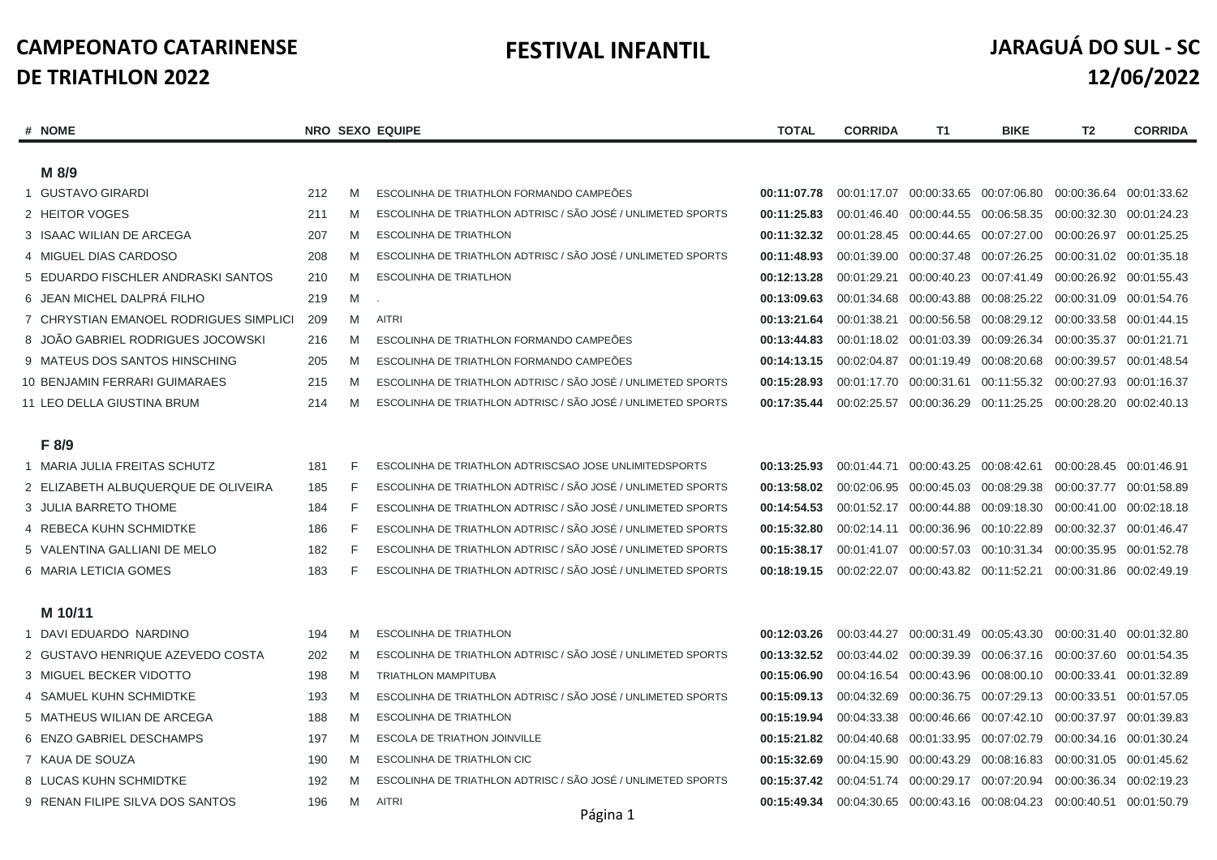# CAMPEONATO CATARINENSE DE TRIATHLON 2022

## FESTIVAL INFANTIL

## JARAGUÁ DO SUL - SC 12/06/2022

| # | NOME | NRO | SEXO | EQUIPE | TOTAL | CORRIDA | T1 | BIKE | T2 | CORRIDA |
|---|---|---|---|---|---|---|---|---|---|---|
| | **M 8/9** | | | | | | | | | |
| 1 | GUSTAVO GIRARDI | 212 | M | ESCOLINHA DE TRIATHLON FORMANDO CAMPEÕES | **00:11:07.78** | 00:01:17.07 | 00:00:33.65 | 00:07:06.80 | 00:00:36.64 | 00:01:33.62 |
| 2 | HEITOR VOGES | 211 | M | ESCOLINHA DE TRIATHLON ADTRISC / SÃO JOSÉ / UNLIMETED SPORTS | **00:11:25.83** | 00:01:46.40 | 00:00:44.55 | 00:06:58.35 | 00:00:32.30 | 00:01:24.23 |
| 3 | ISAAC WILIAN DE ARCEGA | 207 | M | ESCOLINHA DE TRIATHLON | **00:11:32.32** | 00:01:28.45 | 00:00:44.65 | 00:07:27.00 | 00:00:26.97 | 00:01:25.25 |
| 4 | MIGUEL DIAS CARDOSO | 208 | M | ESCOLINHA DE TRIATHLON ADTRISC / SÃO JOSÉ / UNLIMETED SPORTS | **00:11:48.93** | 00:01:39.00 | 00:00:37.48 | 00:07:26.25 | 00:00:31.02 | 00:01:35.18 |
| 5 | EDUARDO FISCHLER ANDRASKI SANTOS | 210 | M | ESCOLINHA DE TRIATLHON | **00:12:13.28** | 00:01:29.21 | 00:00:40.23 | 00:07:41.49 | 00:00:26.92 | 00:01:55.43 |
| 6 | JEAN MICHEL DALPRÁ FILHO | 219 | M | . | **00:13:09.63** | 00:01:34.68 | 00:00:43.88 | 00:08:25.22 | 00:00:31.09 | 00:01:54.76 |
| 7 | CHRYSTIAN EMANOEL RODRIGUES SIMPLICI | 209 | M | AITRI | **00:13:21.64** | 00:01:38.21 | 00:00:56.58 | 00:08:29.12 | 00:00:33.58 | 00:01:44.15 |
| 8 | JOÃO GABRIEL RODRIGUES JOCOWSKI | 216 | M | ESCOLINHA DE TRIATHLON FORMANDO CAMPEÕES | **00:13:44.83** | 00:01:18.02 | 00:01:03.39 | 00:09:26.34 | 00:00:35.37 | 00:01:21.71 |
| 9 | MATEUS DOS SANTOS HINSCHING | 205 | M | ESCOLINHA DE TRIATHLON FORMANDO CAMPEÕES | **00:14:13.15** | 00:02:04.87 | 00:01:19.49 | 00:08:20.68 | 00:00:39.57 | 00:01:48.54 |
| 10 | BENJAMIN FERRARI GUIMARAES | 215 | M | ESCOLINHA DE TRIATHLON ADTRISC / SÃO JOSÉ / UNLIMETED SPORTS | **00:15:28.93** | 00:01:17.70 | 00:00:31.61 | 00:11:55.32 | 00:00:27.93 | 00:01:16.37 |
| 11 | LEO DELLA GIUSTINA BRUM | 214 | M | ESCOLINHA DE TRIATHLON ADTRISC / SÃO JOSÉ / UNLIMETED SPORTS | **00:17:35.44** | 00:02:25.57 | 00:00:36.29 | 00:11:25.25 | 00:00:28.20 | 00:02:40.13 |
| | **F 8/9** | | | | | | | | | |
| 1 | MARIA JULIA FREITAS SCHUTZ | 181 | F | ESCOLINHA DE TRIATHLON ADTRISCSAO JOSE UNLIMITEDSPORTS | **00:13:25.93** | 00:01:44.71 | 00:00:43.25 | 00:08:42.61 | 00:00:28.45 | 00:01:46.91 |
| 2 | ELIZABETH ALBUQUERQUE DE OLIVEIRA | 185 | F | ESCOLINHA DE TRIATHLON ADTRISC / SÃO JOSÉ / UNLIMETED SPORTS | **00:13:58.02** | 00:02:06.95 | 00:00:45.03 | 00:08:29.38 | 00:00:37.77 | 00:01:58.89 |
| 3 | JULIA BARRETO THOME | 184 | F | ESCOLINHA DE TRIATHLON ADTRISC / SÃO JOSÉ / UNLIMETED SPORTS | **00:14:54.53** | 00:01:52.17 | 00:00:44.88 | 00:09:18.30 | 00:00:41.00 | 00:02:18.18 |
| 4 | REBECA KUHN SCHMIDTKE | 186 | F | ESCOLINHA DE TRIATHLON ADTRISC / SÃO JOSÉ / UNLIMETED SPORTS | **00:15:32.80** | 00:02:14.11 | 00:00:36.96 | 00:10:22.89 | 00:00:32.37 | 00:01:46.47 |
| 5 | VALENTINA GALLIANI DE MELO | 182 | F | ESCOLINHA DE TRIATHLON ADTRISC / SÃO JOSÉ / UNLIMETED SPORTS | **00:15:38.17** | 00:01:41.07 | 00:00:57.03 | 00:10:31.34 | 00:00:35.95 | 00:01:52.78 |
| 6 | MARIA LETICIA GOMES | 183 | F | ESCOLINHA DE TRIATHLON ADTRISC / SÃO JOSÉ / UNLIMETED SPORTS | **00:18:19.15** | 00:02:22.07 | 00:00:43.82 | 00:11:52.21 | 00:00:31.86 | 00:02:49.19 |
| | **M 10/11** | | | | | | | | | |
| 1 | DAVI EDUARDO NARDINO | 194 | M | ESCOLINHA DE TRIATHLON | **00:12:03.26** | 00:03:44.27 | 00:00:31.49 | 00:05:43.30 | 00:00:31.40 | 00:01:32.80 |
| 2 | GUSTAVO HENRIQUE AZEVEDO COSTA | 202 | M | ESCOLINHA DE TRIATHLON ADTRISC / SÃO JOSÉ / UNLIMETED SPORTS | **00:13:32.52** | 00:03:44.02 | 00:00:39.39 | 00:06:37.16 | 00:00:37.60 | 00:01:54.35 |
| 3 | MIGUEL BECKER VIDOTTO | 198 | M | TRIATHLON MAMPITUBA | **00:15:06.90** | 00:04:16.54 | 00:00:43.96 | 00:08:00.10 | 00:00:33.41 | 00:01:32.89 |
| 4 | SAMUEL KUHN SCHMIDTKE | 193 | M | ESCOLINHA DE TRIATHLON ADTRISC / SÃO JOSÉ / UNLIMETED SPORTS | **00:15:09.13** | 00:04:32.69 | 00:00:36.75 | 00:07:29.13 | 00:00:33.51 | 00:01:57.05 |
| 5 | MATHEUS WILIAN DE ARCEGA | 188 | M | ESCOLINHA DE TRIATHLON | **00:15:19.94** | 00:04:33.38 | 00:00:46.66 | 00:07:42.10 | 00:00:37.97 | 00:01:39.83 |
| 6 | ENZO GABRIEL DESCHAMPS | 197 | M | ESCOLA DE TRIATHON JOINVILLE | **00:15:21.82** | 00:04:40.68 | 00:01:33.95 | 00:07:02.79 | 00:00:34.16 | 00:01:30.24 |
| 7 | KAUA DE SOUZA | 190 | M | ESCOLINHA DE TRIATHLON CIC | **00:15:32.69** | 00:04:15.90 | 00:00:43.29 | 00:08:16.83 | 00:00:31.05 | 00:01:45.62 |
| 8 | LUCAS KUHN SCHMIDTKE | 192 | M | ESCOLINHA DE TRIATHLON ADTRISC / SÃO JOSÉ / UNLIMETED SPORTS | **00:15:37.42** | 00:04:51.74 | 00:00:29.17 | 00:07:20.94 | 00:00:36.34 | 00:02:19.23 |
| 9 | RENAN FILIPE SILVA DOS SANTOS | 196 | M | AITRI | **00:15:49.34** | 00:04:30.65 | 00:00:43.16 | 00:08:04.23 | 00:00:40.51 | 00:01:50.79 |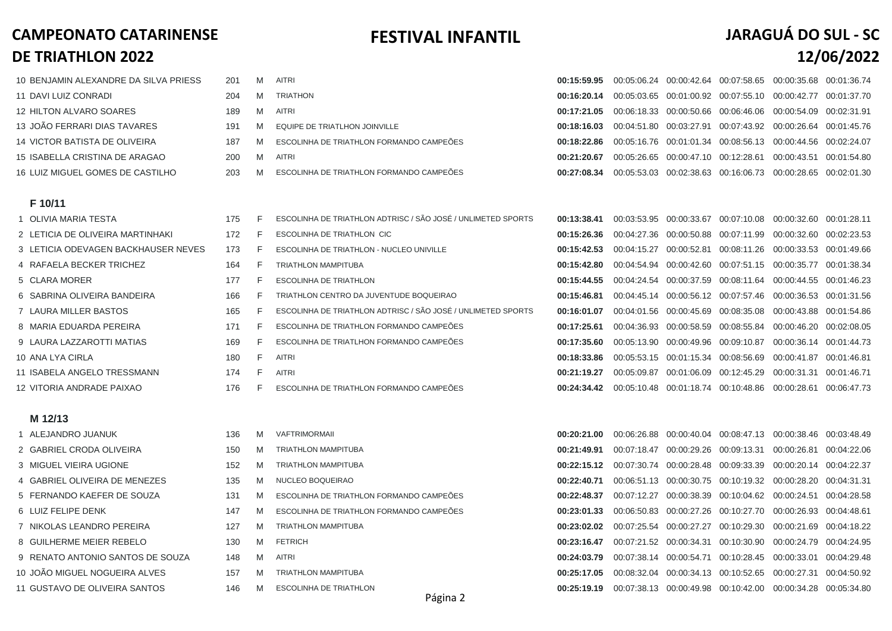# CAMPEONATO CATARINENSE DE TRIATHLON 2022

## FESTIVAL INFANTIL

## JARAGUÁ DO SUL - SC 12/06/2022

| | | | | | | | | | |
|---|---|---|---|---|---|---|---|---|---|
| 10 BENJAMIN ALEXANDRE DA SILVA PRIESS | 201 | M | AITRI | **00:15:59.95** | 00:05:06.24 | 00:00:42.64 | 00:07:58.65 | 00:00:35.68 | 00:01:36.74 |
| 11 DAVI LUIZ CONRADI | 204 | M | TRIATHON | **00:16:20.14** | 00:05:03.65 | 00:01:00.92 | 00:07:55.10 | 00:00:42.77 | 00:01:37.70 |
| 12 HILTON ALVARO SOARES | 189 | M | AITRI | **00:17:21.05** | 00:06:18.33 | 00:00:50.66 | 00:06:46.06 | 00:00:54.09 | 00:02:31.91 |
| 13 JOÃO FERRARI DIAS TAVARES | 191 | M | EQUIPE DE TRIATLHON JOINVILLE | **00:18:16.03** | 00:04:51.80 | 00:03:27.91 | 00:07:43.92 | 00:00:26.64 | 00:01:45.76 |
| 14 VICTOR BATISTA DE OLIVEIRA | 187 | M | ESCOLINHA DE TRIATHLON FORMANDO CAMPEÕES | **00:18:22.86** | 00:05:16.76 | 00:01:01.34 | 00:08:56.13 | 00:00:44.56 | 00:02:24.07 |
| 15 ISABELLA CRISTINA DE ARAGAO | 200 | M | AITRI | **00:21:20.67** | 00:05:26.65 | 00:00:47.10 | 00:12:28.61 | 00:00:43.51 | 00:01:54.80 |
| 16 LUIZ MIGUEL GOMES DE CASTILHO | 203 | M | ESCOLINHA DE TRIATHLON FORMANDO CAMPEÕES | **00:27:08.34** | 00:05:53.03 | 00:02:38.63 | 00:16:06.73 | 00:00:28.65 | 00:02:01.30 |

### F 10/11

| | | | | | | | | | |
|---|---|---|---|---|---|---|---|---|---|
| 1 OLIVIA MARIA TESTA | 175 | F | ESCOLINHA DE TRIATHLON ADTRISC / SÃO JOSÉ / UNLIMETED SPORTS | **00:13:38.41** | 00:03:53.95 | 00:00:33.67 | 00:07:10.08 | 00:00:32.60 | 00:01:28.11 |
| 2 LETICIA DE OLIVEIRA MARTINHAKI | 172 | F | ESCOLINHA DE TRIATHLON CIC | **00:15:26.36** | 00:04:27.36 | 00:00:50.88 | 00:07:11.99 | 00:00:32.60 | 00:02:23.53 |
| 3 LETICIA ODEVAGEN BACKHAUSER NEVES | 173 | F | ESCOLINHA DE TRIATHLON - NUCLEO UNIVILLE | **00:15:42.53** | 00:04:15.27 | 00:00:52.81 | 00:08:11.26 | 00:00:33.53 | 00:01:49.66 |
| 4 RAFAELA BECKER TRICHEZ | 164 | F | TRIATHLON MAMPITUBA | **00:15:42.80** | 00:04:54.94 | 00:00:42.60 | 00:07:51.15 | 00:00:35.77 | 00:01:38.34 |
| 5 CLARA MORER | 177 | F | ESCOLINHA DE TRIATHLON | **00:15:44.55** | 00:04:24.54 | 00:00:37.59 | 00:08:11.64 | 00:00:44.55 | 00:01:46.23 |
| 6 SABRINA OLIVEIRA BANDEIRA | 166 | F | TRIATHLON CENTRO DA JUVENTUDE BOQUEIRAO | **00:15:46.81** | 00:04:45.14 | 00:00:56.12 | 00:07:57.46 | 00:00:36.53 | 00:01:31.56 |
| 7 LAURA MILLER BASTOS | 165 | F | ESCOLINHA DE TRIATHLON ADTRISC / SÃO JOSÉ / UNLIMETED SPORTS | **00:16:01.07** | 00:04:01.56 | 00:00:45.69 | 00:08:35.08 | 00:00:43.88 | 00:01:54.86 |
| 8 MARIA EDUARDA PEREIRA | 171 | F | ESCOLINHA DE TRIATHLON FORMANDO CAMPEÕES | **00:17:25.61** | 00:04:36.93 | 00:00:58.59 | 00:08:55.84 | 00:00:46.20 | 00:02:08.05 |
| 9 LAURA LAZZAROTTI MATIAS | 169 | F | ESCOLINHA DE TRIATLHON FORMANDO CAMPEÕES | **00:17:35.60** | 00:05:13.90 | 00:00:49.96 | 00:09:10.87 | 00:00:36.14 | 00:01:44.73 |
| 10 ANA LYA CIRLA | 180 | F | AITRI | **00:18:33.86** | 00:05:53.15 | 00:01:15.34 | 00:08:56.69 | 00:00:41.87 | 00:01:46.81 |
| 11 ISABELA ANGELO TRESSMANN | 174 | F | AITRI | **00:21:19.27** | 00:05:09.87 | 00:01:06.09 | 00:12:45.29 | 00:00:31.31 | 00:01:46.71 |
| 12 VITORIA ANDRADE PAIXAO | 176 | F | ESCOLINHA DE TRIATHLON FORMANDO CAMPEÕES | **00:24:34.42** | 00:05:10.48 | 00:01:18.74 | 00:10:48.86 | 00:00:28.61 | 00:06:47.73 |

### M 12/13

| | | | | | | | | | |
|---|---|---|---|---|---|---|---|---|---|
| 1 ALEJANDRO JUANUK | 136 | M | VAFTRIMORMAII | **00:20:21.00** | 00:06:26.88 | 00:00:40.04 | 00:08:47.13 | 00:00:38.46 | 00:03:48.49 |
| 2 GABRIEL CRODA OLIVEIRA | 150 | M | TRIATHLON MAMPITUBA | **00:21:49.91** | 00:07:18.47 | 00:00:29.26 | 00:09:13.31 | 00:00:26.81 | 00:04:22.06 |
| 3 MIGUEL VIEIRA UGIONE | 152 | M | TRIATHLON MAMPITUBA | **00:22:15.12** | 00:07:30.74 | 00:00:28.48 | 00:09:33.39 | 00:00:20.14 | 00:04:22.37 |
| 4 GABRIEL OLIVEIRA DE MENEZES | 135 | M | NUCLEO BOQUEIRAO | **00:22:40.71** | 00:06:51.13 | 00:00:30.75 | 00:10:19.32 | 00:00:28.20 | 00:04:31.31 |
| 5 FERNANDO KAEFER DE SOUZA | 131 | M | ESCOLINHA DE TRIATHLON FORMANDO CAMPEÕES | **00:22:48.37** | 00:07:12.27 | 00:00:38.39 | 00:10:04.62 | 00:00:24.51 | 00:04:28.58 |
| 6 LUIZ FELIPE DENK | 147 | M | ESCOLINHA DE TRIATHLON FORMANDO CAMPEÕES | **00:23:01.33** | 00:06:50.83 | 00:00:27.26 | 00:10:27.70 | 00:00:26.93 | 00:04:48.61 |
| 7 NIKOLAS LEANDRO PEREIRA | 127 | M | TRIATHLON MAMPITUBA | **00:23:02.02** | 00:07:25.54 | 00:00:27.27 | 00:10:29.30 | 00:00:21.69 | 00:04:18.22 |
| 8 GUILHERME MEIER REBELO | 130 | M | FETRICH | **00:23:16.47** | 00:07:21.52 | 00:00:34.31 | 00:10:30.90 | 00:00:24.79 | 00:04:24.95 |
| 9 RENATO ANTONIO SANTOS DE SOUZA | 148 | M | AITRI | **00:24:03.79** | 00:07:38.14 | 00:00:54.71 | 00:10:28.45 | 00:00:33.01 | 00:04:29.48 |
| 10 JOÃO MIGUEL NOGUEIRA ALVES | 157 | M | TRIATHLON MAMPITUBA | **00:25:17.05** | 00:08:32.04 | 00:00:34.13 | 00:10:52.65 | 00:00:27.31 | 00:04:50.92 |
| 11 GUSTAVO DE OLIVEIRA SANTOS | 146 | M | ESCOLINHA DE TRIATHLON | **00:25:19.19** | 00:07:38.13 | 00:00:49.98 | 00:10:42.00 | 00:00:34.28 | 00:05:34.80 |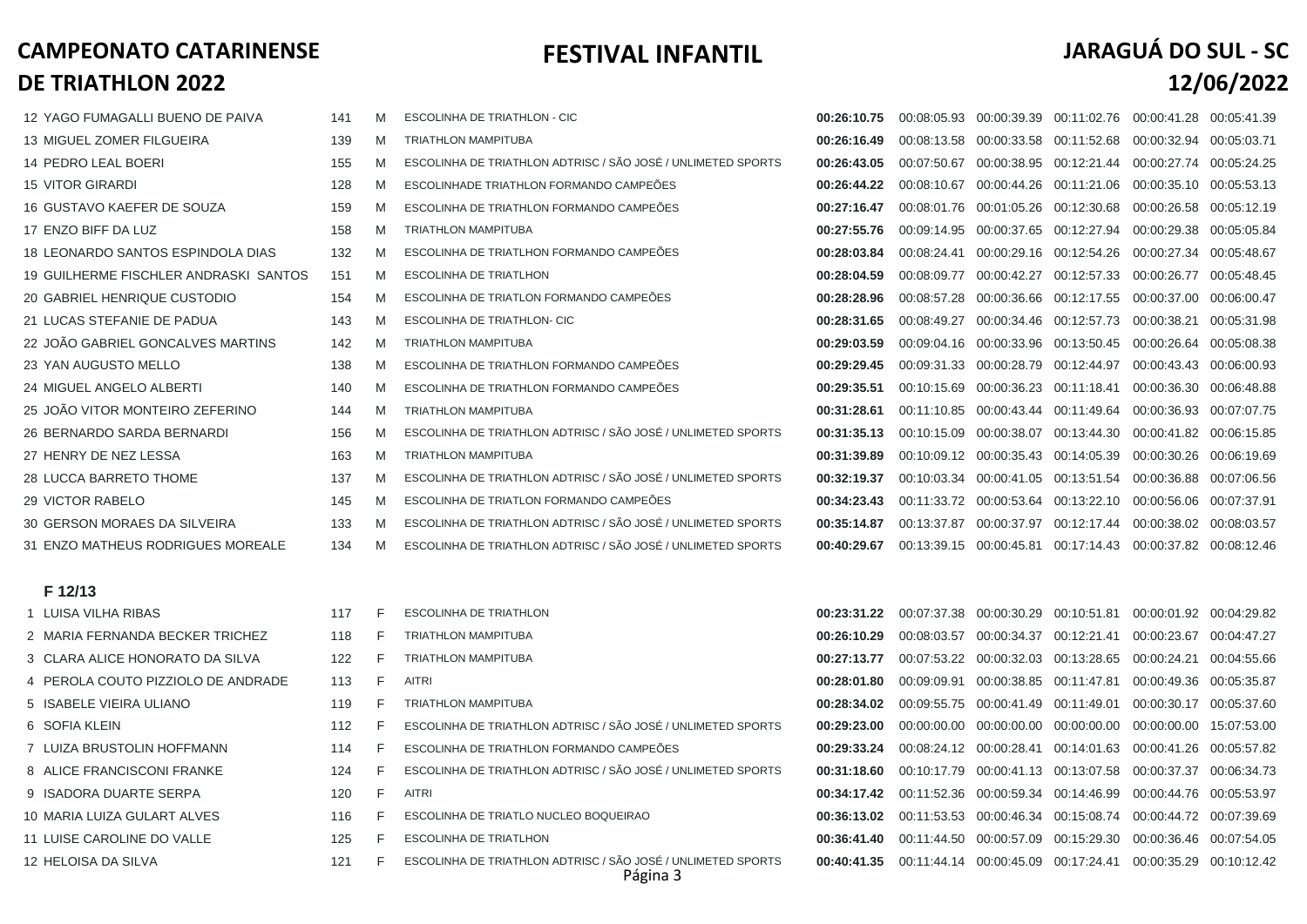| | | | | | | | | | | |
|---|---|---|---|---|---|---|---|---|---|---|
| 12 | YAGO FUMAGALLI BUENO DE PAIVA | 141 | M | ESCOLINHA DE TRIATHLON - CIC | **00:26:10.75** | 00:08:05.93 | 00:00:39.39 | 00:11:02.76 | 00:00:41.28 | 00:05:41.39 |
| 13 | MIGUEL ZOMER FILGUEIRA | 139 | M | TRIATHLON MAMPITUBA | **00:26:16.49** | 00:08:13.58 | 00:00:33.58 | 00:11:52.68 | 00:00:32.94 | 00:05:03.71 |
| 14 | PEDRO LEAL BOERI | 155 | M | ESCOLINHA DE TRIATHLON ADTRISC / SÃO JOSÉ / UNLIMETED SPORTS | **00:26:43.05** | 00:07:50.67 | 00:00:38.95 | 00:12:21.44 | 00:00:27.74 | 00:05:24.25 |
| 15 | VITOR GIRARDI | 128 | M | ESCOLINHADE TRIATHLON FORMANDO CAMPEÕES | **00:26:44.22** | 00:08:10.67 | 00:00:44.26 | 00:11:21.06 | 00:00:35.10 | 00:05:53.13 |
| 16 | GUSTAVO KAEFER DE SOUZA | 159 | M | ESCOLINHA DE TRIATHLON FORMANDO CAMPEÕES | **00:27:16.47** | 00:08:01.76 | 00:01:05.26 | 00:12:30.68 | 00:00:26.58 | 00:05:12.19 |
| 17 | ENZO BIFF DA LUZ | 158 | M | TRIATHLON MAMPITUBA | **00:27:55.76** | 00:09:14.95 | 00:00:37.65 | 00:12:27.94 | 00:00:29.38 | 00:05:05.84 |
| 18 | LEONARDO SANTOS ESPINDOLA DIAS | 132 | M | ESCOLINHA DE TRIATLHON FORMANDO CAMPEÕES | **00:28:03.84** | 00:08:24.41 | 00:00:29.16 | 00:12:54.26 | 00:00:27.34 | 00:05:48.67 |
| 19 | GUILHERME FISCHLER ANDRASKI SANTOS | 151 | M | ESCOLINHA DE TRIATLHON | **00:28:04.59** | 00:08:09.77 | 00:00:42.27 | 00:12:57.33 | 00:00:26.77 | 00:05:48.45 |
| 20 | GABRIEL HENRIQUE CUSTODIO | 154 | M | ESCOLINHA DE TRIATLON FORMANDO CAMPEÕES | **00:28:28.96** | 00:08:57.28 | 00:00:36.66 | 00:12:17.55 | 00:00:37.00 | 00:06:00.47 |
| 21 | LUCAS STEFANIE DE PADUA | 143 | M | ESCOLINHA DE TRIATHLON- CIC | **00:28:31.65** | 00:08:49.27 | 00:00:34.46 | 00:12:57.73 | 00:00:38.21 | 00:05:31.98 |
| 22 | JOÃO GABRIEL GONCALVES MARTINS | 142 | M | TRIATHLON MAMPITUBA | **00:29:03.59** | 00:09:04.16 | 00:00:33.96 | 00:13:50.45 | 00:00:26.64 | 00:05:08.38 |
| 23 | YAN AUGUSTO MELLO | 138 | M | ESCOLINHA DE TRIATHLON FORMANDO CAMPEÕES | **00:29:29.45** | 00:09:31.33 | 00:00:28.79 | 00:12:44.97 | 00:00:43.43 | 00:06:00.93 |
| 24 | MIGUEL ANGELO ALBERTI | 140 | M | ESCOLINHA DE TRIATHLON FORMANDO CAMPEÕES | **00:29:35.51** | 00:10:15.69 | 00:00:36.23 | 00:11:18.41 | 00:00:36.30 | 00:06:48.88 |
| 25 | JOÃO VITOR MONTEIRO ZEFERINO | 144 | M | TRIATHLON MAMPITUBA | **00:31:28.61** | 00:11:10.85 | 00:00:43.44 | 00:11:49.64 | 00:00:36.93 | 00:07:07.75 |
| 26 | BERNARDO SARDA BERNARDI | 156 | M | ESCOLINHA DE TRIATHLON ADTRISC / SÃO JOSÉ / UNLIMETED SPORTS | **00:31:35.13** | 00:10:15.09 | 00:00:38.07 | 00:13:44.30 | 00:00:41.82 | 00:06:15.85 |
| 27 | HENRY DE NEZ LESSA | 163 | M | TRIATHLON MAMPITUBA | **00:31:39.89** | 00:10:09.12 | 00:00:35.43 | 00:14:05.39 | 00:00:30.26 | 00:06:19.69 |
| 28 | LUCCA BARRETO THOME | 137 | M | ESCOLINHA DE TRIATHLON ADTRISC / SÃO JOSÉ / UNLIMETED SPORTS | **00:32:19.37** | 00:10:03.34 | 00:00:41.05 | 00:13:51.54 | 00:00:36.88 | 00:07:06.56 |
| 29 | VICTOR RABELO | 145 | M | ESCOLINHA DE TRIATLON FORMANDO CAMPEÕES | **00:34:23.43** | 00:11:33.72 | 00:00:53.64 | 00:13:22.10 | 00:00:56.06 | 00:07:37.91 |
| 30 | GERSON MORAES DA SILVEIRA | 133 | M | ESCOLINHA DE TRIATHLON ADTRISC / SÃO JOSÉ / UNLIMETED SPORTS | **00:35:14.87** | 00:13:37.87 | 00:00:37.97 | 00:12:17.44 | 00:00:38.02 | 00:08:03.57 |
| 31 | ENZO MATHEUS RODRIGUES MOREALE | 134 | M | ESCOLINHA DE TRIATHLON ADTRISC / SÃO JOSÉ / UNLIMETED SPORTS | **00:40:29.67** | 00:13:39.15 | 00:00:45.81 | 00:17:14.43 | 00:00:37.82 | 00:08:12.46 |

**F 12/13**

| | | | | | | | | | | |
|---|---|---|---|---|---|---|---|---|---|---|
| 1 | LUISA VILHA RIBAS | 117 | F | ESCOLINHA DE TRIATHLON | **00:23:31.22** | 00:07:37.38 | 00:00:30.29 | 00:10:51.81 | 00:00:01.92 | 00:04:29.82 |
| 2 | MARIA FERNANDA BECKER TRICHEZ | 118 | F | TRIATHLON MAMPITUBA | **00:26:10.29** | 00:08:03.57 | 00:00:34.37 | 00:12:21.41 | 00:00:23.67 | 00:04:47.27 |
| 3 | CLARA ALICE HONORATO DA SILVA | 122 | F | TRIATHLON MAMPITUBA | **00:27:13.77** | 00:07:53.22 | 00:00:32.03 | 00:13:28.65 | 00:00:24.21 | 00:04:55.66 |
| 4 | PEROLA COUTO PIZZIOLO DE ANDRADE | 113 | F | AITRI | **00:28:01.80** | 00:09:09.91 | 00:00:38.85 | 00:11:47.81 | 00:00:49.36 | 00:05:35.87 |
| 5 | ISABELE VIEIRA ULIANO | 119 | F | TRIATHLON MAMPITUBA | **00:28:34.02** | 00:09:55.75 | 00:00:41.49 | 00:11:49.01 | 00:00:30.17 | 00:05:37.60 |
| 6 | SOFIA KLEIN | 112 | F | ESCOLINHA DE TRIATHLON ADTRISC / SÃO JOSÉ / UNLIMETED SPORTS | **00:29:23.00** | 00:00:00.00 | 00:00:00.00 | 00:00:00.00 | 00:00:00.00 | 15:07:53.00 |
| 7 | LUIZA BRUSTOLIN HOFFMANN | 114 | F | ESCOLINHA DE TRIATHLON FORMANDO CAMPEÕES | **00:29:33.24** | 00:08:24.12 | 00:00:28.41 | 00:14:01.63 | 00:00:41.26 | 00:05:57.82 |
| 8 | ALICE FRANCISCONI FRANKE | 124 | F | ESCOLINHA DE TRIATHLON ADTRISC / SÃO JOSÉ / UNLIMETED SPORTS | **00:31:18.60** | 00:10:17.79 | 00:00:41.13 | 00:13:07.58 | 00:00:37.37 | 00:06:34.73 |
| 9 | ISADORA DUARTE SERPA | 120 | F | AITRI | **00:34:17.42** | 00:11:52.36 | 00:00:59.34 | 00:14:46.99 | 00:00:44.76 | 00:05:53.97 |
| 10 | MARIA LUIZA GULART ALVES | 116 | F | ESCOLINHA DE TRIATLO NUCLEO BOQUEIRAO | **00:36:13.02** | 00:11:53.53 | 00:00:46.34 | 00:15:08.74 | 00:00:44.72 | 00:07:39.69 |
| 11 | LUISE CAROLINE DO VALLE | 125 | F | ESCOLINHA DE TRIATLHON | **00:36:41.40** | 00:11:44.50 | 00:00:57.09 | 00:15:29.30 | 00:00:36.46 | 00:07:54.05 |
| 12 | HELOISA DA SILVA | 121 | F | ESCOLINHA DE TRIATHLON ADTRISC / SÃO JOSÉ / UNLIMETED SPORTS | **00:40:41.35** | 00:11:44.14 | 00:00:45.09 | 00:17:24.41 | 00:00:35.29 | 00:10:12.42 |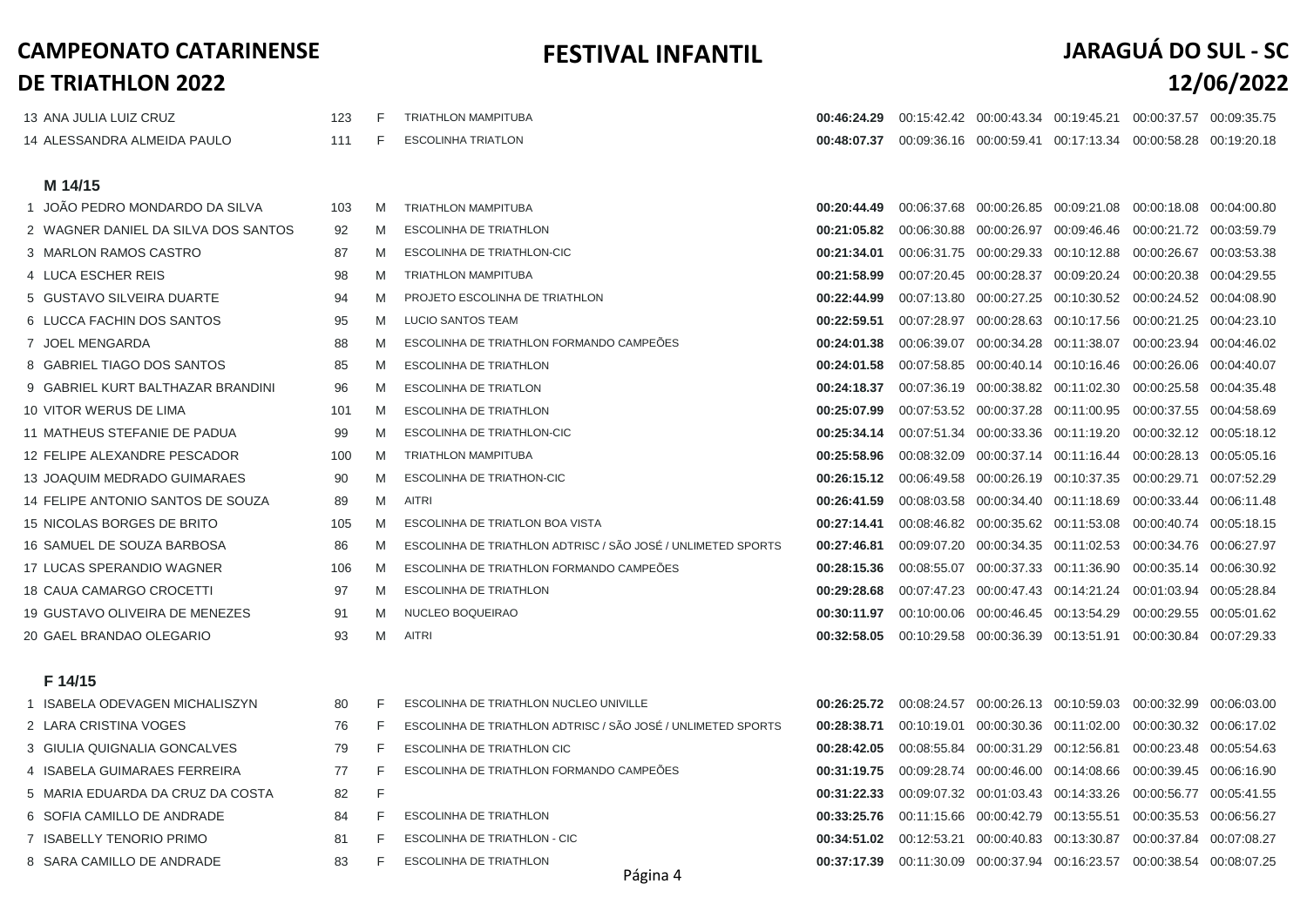# CAMPEONATO CATARINENSE DE TRIATHLON 2022

## FESTIVAL INFANTIL

## JARAGUÁ DO SUL - SC 12/06/2022

| | | | | | | | | | | |
|---|---|---|---|---|---|---|---|---|---|---|
| 13 | ANA JULIA LUIZ CRUZ | 123 | F | TRIATHLON MAMPITUBA | **00:46:24.29** | 00:15:42.42 | 00:00:43.34 | 00:19:45.21 | 00:00:37.57 | 00:09:35.75 |
| 14 | ALESSANDRA ALMEIDA PAULO | 111 | F | ESCOLINHA TRIATLON | **00:48:07.37** | 00:09:36.16 | 00:00:59.41 | 00:17:13.34 | 00:00:58.28 | 00:19:20.18 |

### M 14/15

| | | | | | | | | | | |
|---|---|---|---|---|---|---|---|---|---|---|
| 1 | JOÃO PEDRO MONDARDO DA SILVA | 103 | M | TRIATHLON MAMPITUBA | **00:20:44.49** | 00:06:37.68 | 00:00:26.85 | 00:09:21.08 | 00:00:18.08 | 00:04:00.80 |
| 2 | WAGNER DANIEL DA SILVA DOS SANTOS | 92 | M | ESCOLINHA DE TRIATHLON | **00:21:05.82** | 00:06:30.88 | 00:00:26.97 | 00:09:46.46 | 00:00:21.72 | 00:03:59.79 |
| 3 | MARLON RAMOS CASTRO | 87 | M | ESCOLINHA DE TRIATHLON-CIC | **00:21:34.01** | 00:06:31.75 | 00:00:29.33 | 00:10:12.88 | 00:00:26.67 | 00:03:53.38 |
| 4 | LUCA ESCHER REIS | 98 | M | TRIATHLON MAMPITUBA | **00:21:58.99** | 00:07:20.45 | 00:00:28.37 | 00:09:20.24 | 00:00:20.38 | 00:04:29.55 |
| 5 | GUSTAVO SILVEIRA DUARTE | 94 | M | PROJETO ESCOLINHA DE TRIATHLON | **00:22:44.99** | 00:07:13.80 | 00:00:27.25 | 00:10:30.52 | 00:00:24.52 | 00:04:08.90 |
| 6 | LUCCA FACHIN DOS SANTOS | 95 | M | LUCIO SANTOS TEAM | **00:22:59.51** | 00:07:28.97 | 00:00:28.63 | 00:10:17.56 | 00:00:21.25 | 00:04:23.10 |
| 7 | JOEL MENGARDA | 88 | M | ESCOLINHA DE TRIATHLON FORMANDO CAMPEÕES | **00:24:01.38** | 00:06:39.07 | 00:00:34.28 | 00:11:38.07 | 00:00:23.94 | 00:04:46.02 |
| 8 | GABRIEL TIAGO DOS SANTOS | 85 | M | ESCOLINHA DE TRIATHLON | **00:24:01.58** | 00:07:58.85 | 00:00:40.14 | 00:10:16.46 | 00:00:26.06 | 00:04:40.07 |
| 9 | GABRIEL KURT BALTHAZAR BRANDINI | 96 | M | ESCOLINHA DE TRIATLON | **00:24:18.37** | 00:07:36.19 | 00:00:38.82 | 00:11:02.30 | 00:00:25.58 | 00:04:35.48 |
| 10 | VITOR WERUS DE LIMA | 101 | M | ESCOLINHA DE TRIATHLON | **00:25:07.99** | 00:07:53.52 | 00:00:37.28 | 00:11:00.95 | 00:00:37.55 | 00:04:58.69 |
| 11 | MATHEUS STEFANIE DE PADUA | 99 | M | ESCOLINHA DE TRIATHLON-CIC | **00:25:34.14** | 00:07:51.34 | 00:00:33.36 | 00:11:19.20 | 00:00:32.12 | 00:05:18.12 |
| 12 | FELIPE ALEXANDRE PESCADOR | 100 | M | TRIATHLON MAMPITUBA | **00:25:58.96** | 00:08:32.09 | 00:00:37.14 | 00:11:16.44 | 00:00:28.13 | 00:05:05.16 |
| 13 | JOAQUIM MEDRADO GUIMARAES | 90 | M | ESCOLINHA DE TRIATHON-CIC | **00:26:15.12** | 00:06:49.58 | 00:00:26.19 | 00:10:37.35 | 00:00:29.71 | 00:07:52.29 |
| 14 | FELIPE ANTONIO SANTOS DE SOUZA | 89 | M | AITRI | **00:26:41.59** | 00:08:03.58 | 00:00:34.40 | 00:11:18.69 | 00:00:33.44 | 00:06:11.48 |
| 15 | NICOLAS BORGES DE BRITO | 105 | M | ESCOLINHA DE TRIATLON BOA VISTA | **00:27:14.41** | 00:08:46.82 | 00:00:35.62 | 00:11:53.08 | 00:00:40.74 | 00:05:18.15 |
| 16 | SAMUEL DE SOUZA BARBOSA | 86 | M | ESCOLINHA DE TRIATHLON ADTRISC / SÃO JOSÉ / UNLIMETED SPORTS | **00:27:46.81** | 00:09:07.20 | 00:00:34.35 | 00:11:02.53 | 00:00:34.76 | 00:06:27.97 |
| 17 | LUCAS SPERANDIO WAGNER | 106 | M | ESCOLINHA DE TRIATHLON FORMANDO CAMPEÕES | **00:28:15.36** | 00:08:55.07 | 00:00:37.33 | 00:11:36.90 | 00:00:35.14 | 00:06:30.92 |
| 18 | CAUA CAMARGO CROCETTI | 97 | M | ESCOLINHA DE TRIATHLON | **00:29:28.68** | 00:07:47.23 | 00:00:47.43 | 00:14:21.24 | 00:01:03.94 | 00:05:28.84 |
| 19 | GUSTAVO OLIVEIRA DE MENEZES | 91 | M | NUCLEO BOQUEIRAO | **00:30:11.97** | 00:10:00.06 | 00:00:46.45 | 00:13:54.29 | 00:00:29.55 | 00:05:01.62 |
| 20 | GAEL BRANDAO OLEGARIO | 93 | M | AITRI | **00:32:58.05** | 00:10:29.58 | 00:00:36.39 | 00:13:51.91 | 00:00:30.84 | 00:07:29.33 |

### F 14/15

| | | | | | | | | | | |
|---|---|---|---|---|---|---|---|---|---|---|
| 1 | ISABELA ODEVAGEN MICHALISZYN | 80 | F | ESCOLINHA DE TRIATHLON NUCLEO UNIVILLE | **00:26:25.72** | 00:08:24.57 | 00:00:26.13 | 00:10:59.03 | 00:00:32.99 | 00:06:03.00 |
| 2 | LARA CRISTINA VOGES | 76 | F | ESCOLINHA DE TRIATHLON ADTRISC / SÃO JOSÉ / UNLIMETED SPORTS | **00:28:38.71** | 00:10:19.01 | 00:00:30.36 | 00:11:02.00 | 00:00:30.32 | 00:06:17.02 |
| 3 | GIULIA QUIGNALIA GONCALVES | 79 | F | ESCOLINHA DE TRIATHLON CIC | **00:28:42.05** | 00:08:55.84 | 00:00:31.29 | 00:12:56.81 | 00:00:23.48 | 00:05:54.63 |
| 4 | ISABELA GUIMARAES FERREIRA | 77 | F | ESCOLINHA DE TRIATHLON FORMANDO CAMPEÕES | **00:31:19.75** | 00:09:28.74 | 00:00:46.00 | 00:14:08.66 | 00:00:39.45 | 00:06:16.90 |
| 5 | MARIA EDUARDA DA CRUZ DA COSTA | 82 | F | | **00:31:22.33** | 00:09:07.32 | 00:01:03.43 | 00:14:33.26 | 00:00:56.77 | 00:05:41.55 |
| 6 | SOFIA CAMILLO DE ANDRADE | 84 | F | ESCOLINHA DE TRIATHLON | **00:33:25.76** | 00:11:15.66 | 00:00:42.79 | 00:13:55.51 | 00:00:35.53 | 00:06:56.27 |
| 7 | ISABELLY TENORIO PRIMO | 81 | F | ESCOLINHA DE TRIATHLON - CIC | **00:34:51.02** | 00:12:53.21 | 00:00:40.83 | 00:13:30.87 | 00:00:37.84 | 00:07:08.27 |
| 8 | SARA CAMILLO DE ANDRADE | 83 | F | ESCOLINHA DE TRIATHLON | **00:37:17.39** | 00:11:30.09 | 00:00:37.94 | 00:16:23.57 | 00:00:38.54 | 00:08:07.25 |